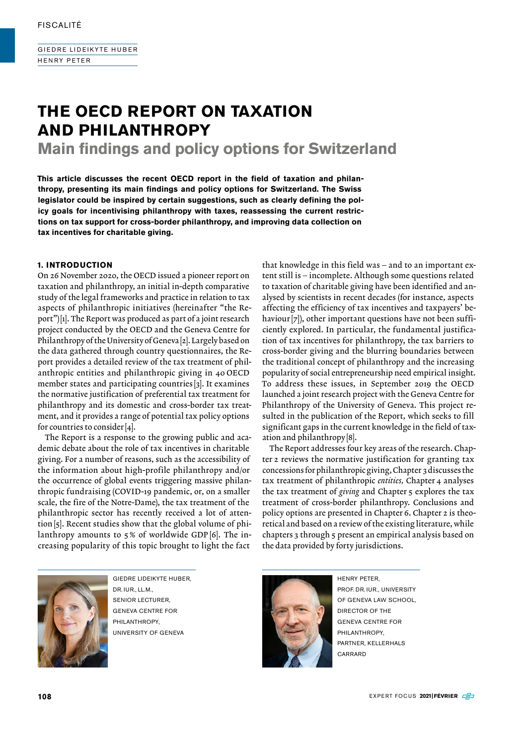FISCALITÉ

GIEDRE LIDEIKYTE HUBER
HENRY PETER

# THE OECD REPORT ON TAXATION AND PHILANTHROPY

## Main findings and policy options for Switzerland

**This article discusses the recent OECD report in the field of taxation and philanthropy, presenting its main findings and policy options for Switzerland. The Swiss legislator could be inspired by certain suggestions, such as clearly defining the policy goals for incentivising philanthropy with taxes, reassessing the current restrictions on tax support for cross-border philanthropy, and improving data collection on tax incentives for charitable giving.**

### 1. INTRODUCTION

On 26 November 2020, the OECD issued a pioneer report on taxation and philanthropy, an initial in-depth comparative study of the legal frameworks and practice in relation to tax aspects of philanthropic initiatives (hereinafter "the Report")[1]. The Report was produced as part of a joint research project conducted by the OECD and the Geneva Centre for Philanthropy of the University of Geneva[2]. Largely based on the data gathered through country questionnaires, the Report provides a detailed review of the tax treatment of philanthropic entities and philanthropic giving in 40 OECD member states and participating countries[3]. It examines the normative justification of preferential tax treatment for philanthropy and its domestic and cross-border tax treatment, and it provides a range of potential tax policy options for countries to consider[4].

The Report is a response to the growing public and academic debate about the role of tax incentives in charitable giving. For a number of reasons, such as the accessibility of the information about high-profile philanthropy and/or the occurrence of global events triggering massive philanthropic fundraising (COVID-19 pandemic, or, on a smaller scale, the fire of the Notre-Dame), the tax treatment of the philanthropic sector has recently received a lot of attention[5]. Recent studies show that the global volume of philanthropy amounts to 5% of worldwide GDP[6]. The increasing popularity of this topic brought to light the fact that knowledge in this field was – and to an important extent still is – incomplete. Although some questions related to taxation of charitable giving have been identified and analysed by scientists in recent decades (for instance, aspects affecting the efficiency of tax incentives and taxpayers' behaviour[7]), other important questions have not been sufficiently explored. In particular, the fundamental justification of tax incentives for philanthropy, the tax barriers to cross-border giving and the blurring boundaries between the traditional concept of philanthropy and the increasing popularity of social entrepreneurship need empirical insight. To address these issues, in September 2019 the OECD launched a joint research project with the Geneva Centre for Philanthropy of the University of Geneva. This project resulted in the publication of the Report, which seeks to fill significant gaps in the current knowledge in the field of taxation and philanthropy[8].

The Report addresses four key areas of the research. Chapter 2 reviews the normative justification for granting tax concessions for philanthropic giving, Chapter 3 discusses the tax treatment of philanthropic *entities,* Chapter 4 analyses the tax treatment of *giving* and Chapter 5 explores the tax treatment of cross-border philanthropy. Conclusions and policy options are presented in Chapter 6. Chapter 2 is theoretical and based on a review of the existing literature, while chapters 3 through 5 present an empirical analysis based on the data provided by forty jurisdictions.

GIEDRE LIDEIKYTE HUBER, DR. IUR., LL.M., SENIOR LECTURER, GENEVA CENTRE FOR PHILANTHROPY, UNIVERSITY OF GENEVA

HENRY PETER, PROF. DR. IUR., UNIVERSITY OF GENEVA LAW SCHOOL, DIRECTOR OF THE GENEVA CENTRE FOR PHILANTHROPY, PARTNER, KELLERHALS CARRARD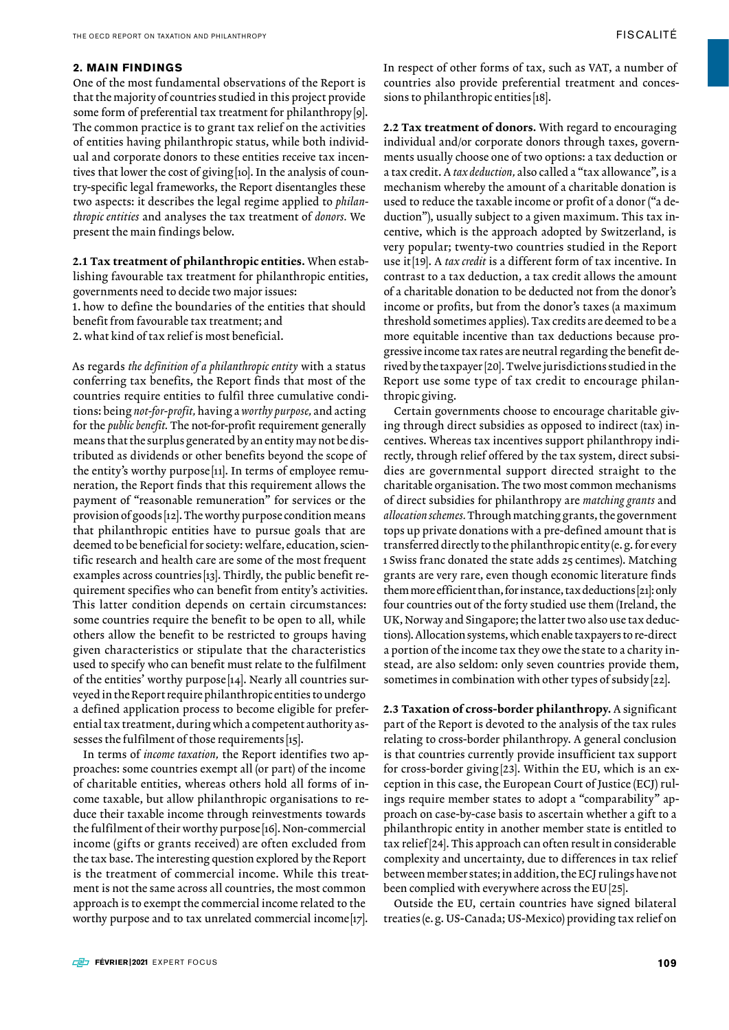## 2. MAIN FINDINGS

One of the most fundamental observations of the Report is that the majority of countries studied in this project provide some form of preferential tax treatment for philanthropy [9]. The common practice is to grant tax relief on the activities of entities having philanthropic status, while both individual and corporate donors to these entities receive tax incentives that lower the cost of giving [10]. In the analysis of country-specific legal frameworks, the Report disentangles these two aspects: it describes the legal regime applied to *philanthropic entities* and analyses the tax treatment of *donors*. We present the main findings below.

**2.1 Tax treatment of philanthropic entities.** When establishing favourable tax treatment for philanthropic entities, governments need to decide two major issues:

1. how to define the boundaries of the entities that should benefit from favourable tax treatment; and
2. what kind of tax relief is most beneficial.

As regards *the definition of a philanthropic entity* with a status conferring tax benefits, the Report finds that most of the countries require entities to fulfil three cumulative conditions: being *not-for-profit,* having a *worthy purpose,* and acting for the *public benefit.* The not-for-profit requirement generally means that the surplus generated by an entity may not be distributed as dividends or other benefits beyond the scope of the entity's worthy purpose [11]. In terms of employee remuneration, the Report finds that this requirement allows the payment of "reasonable remuneration" for services or the provision of goods [12]. The worthy purpose condition means that philanthropic entities have to pursue goals that are deemed to be beneficial for society: welfare, education, scientific research and health care are some of the most frequent examples across countries [13]. Thirdly, the public benefit requirement specifies who can benefit from entity's activities. This latter condition depends on certain circumstances: some countries require the benefit to be open to all, while others allow the benefit to be restricted to groups having given characteristics or stipulate that the characteristics used to specify who can benefit must relate to the fulfilment of the entities' worthy purpose [14]. Nearly all countries surveyed in the Report require philanthropic entities to undergo a defined application process to become eligible for preferential tax treatment, during which a competent authority assesses the fulfilment of those requirements [15].

In terms of *income taxation,* the Report identifies two approaches: some countries exempt all (or part) of the income of charitable entities, whereas others hold all forms of income taxable, but allow philanthropic organisations to reduce their taxable income through reinvestments towards the fulfilment of their worthy purpose [16]. Non-commercial income (gifts or grants received) are often excluded from the tax base. The interesting question explored by the Report is the treatment of commercial income. While this treatment is not the same across all countries, the most common approach is to exempt the commercial income related to the worthy purpose and to tax unrelated commercial income [17]. In respect of other forms of tax, such as VAT, a number of countries also provide preferential treatment and concessions to philanthropic entities [18].

**2.2 Tax treatment of donors.** With regard to encouraging individual and/or corporate donors through taxes, governments usually choose one of two options: a tax deduction or a tax credit. A *tax deduction,* also called a "tax allowance", is a mechanism whereby the amount of a charitable donation is used to reduce the taxable income or profit of a donor ("a deduction"), usually subject to a given maximum. This tax incentive, which is the approach adopted by Switzerland, is very popular; twenty-two countries studied in the Report use it [19]. A *tax credit* is a different form of tax incentive. In contrast to a tax deduction, a tax credit allows the amount of a charitable donation to be deducted not from the donor's income or profits, but from the donor's taxes (a maximum threshold sometimes applies). Tax credits are deemed to be a more equitable incentive than tax deductions because progressive income tax rates are neutral regarding the benefit derived by the taxpayer [20]. Twelve jurisdictions studied in the Report use some type of tax credit to encourage philanthropic giving.

Certain governments choose to encourage charitable giving through direct subsidies as opposed to indirect (tax) incentives. Whereas tax incentives support philanthropy indirectly, through relief offered by the tax system, direct subsidies are governmental support directed straight to the charitable organisation. The two most common mechanisms of direct subsidies for philanthropy are *matching grants* and *allocation schemes.* Through matching grants, the government tops up private donations with a pre-defined amount that is transferred directly to the philanthropic entity (e. g. for every 1 Swiss franc donated the state adds 25 centimes). Matching grants are very rare, even though economic literature finds them more efficient than, for instance, tax deductions [21]: only four countries out of the forty studied use them (Ireland, the UK, Norway and Singapore; the latter two also use tax deductions). Allocation systems, which enable taxpayers to re-direct a portion of the income tax they owe the state to a charity instead, are also seldom: only seven countries provide them, sometimes in combination with other types of subsidy [22].

**2.3 Taxation of cross-border philanthropy.** A significant part of the Report is devoted to the analysis of the tax rules relating to cross-border philanthropy. A general conclusion is that countries currently provide insufficient tax support for cross-border giving [23]. Within the EU, which is an exception in this case, the European Court of Justice (ECJ) rulings require member states to adopt a "comparability" approach on case-by-case basis to ascertain whether a gift to a philanthropic entity in another member state is entitled to tax relief [24]. This approach can often result in considerable complexity and uncertainty, due to differences in tax relief between member states; in addition, the ECJ rulings have not been complied with everywhere across the EU [25].

Outside the EU, certain countries have signed bilateral treaties (e. g. US-Canada; US-Mexico) providing tax relief on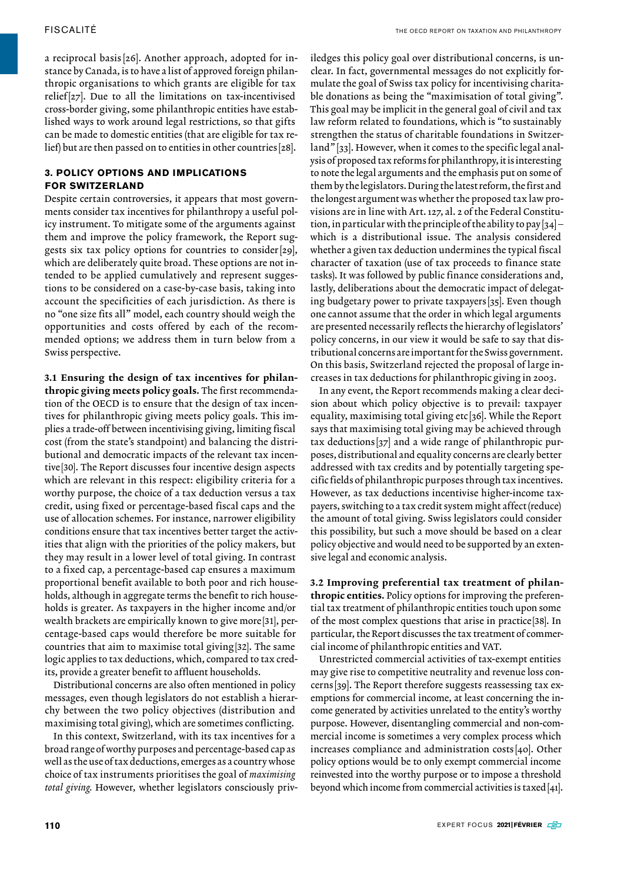a reciprocal basis[26]. Another approach, adopted for instance by Canada, is to have a list of approved foreign philanthropic organisations to which grants are eligible for tax relief[27]. Due to all the limitations on tax-incentivised cross-border giving, some philanthropic entities have established ways to work around legal restrictions, so that gifts can be made to domestic entities (that are eligible for tax relief) but are then passed on to entities in other countries[28].

### 3. POLICY OPTIONS AND IMPLICATIONS FOR SWITZERLAND

Despite certain controversies, it appears that most governments consider tax incentives for philanthropy a useful policy instrument. To mitigate some of the arguments against them and improve the policy framework, the Report suggests six tax policy options for countries to consider[29], which are deliberately quite broad. These options are not intended to be applied cumulatively and represent suggestions to be considered on a case-by-case basis, taking into account the specificities of each jurisdiction. As there is no "one size fits all" model, each country should weigh the opportunities and costs offered by each of the recommended options; we address them in turn below from a Swiss perspective.

**3.1 Ensuring the design of tax incentives for philanthropic giving meets policy goals.** The first recommendation of the OECD is to ensure that the design of tax incentives for philanthropic giving meets policy goals. This implies a trade-off between incentivising giving, limiting fiscal cost (from the state's standpoint) and balancing the distributional and democratic impacts of the relevant tax incentive[30]. The Report discusses four incentive design aspects which are relevant in this respect: eligibility criteria for a worthy purpose, the choice of a tax deduction versus a tax credit, using fixed or percentage-based fiscal caps and the use of allocation schemes. For instance, narrower eligibility conditions ensure that tax incentives better target the activities that align with the priorities of the policy makers, but they may result in a lower level of total giving. In contrast to a fixed cap, a percentage-based cap ensures a maximum proportional benefit available to both poor and rich households, although in aggregate terms the benefit to rich households is greater. As taxpayers in the higher income and/or wealth brackets are empirically known to give more[31], percentage-based caps would therefore be more suitable for countries that aim to maximise total giving[32]. The same logic applies to tax deductions, which, compared to tax credits, provide a greater benefit to affluent households.

Distributional concerns are also often mentioned in policy messages, even though legislators do not establish a hierarchy between the two policy objectives (distribution and maximising total giving), which are sometimes conflicting.

In this context, Switzerland, with its tax incentives for a broad range of worthy purposes and percentage-based cap as well as the use of tax deductions, emerges as a country whose choice of tax instruments prioritises the goal of *maximising total giving.* However, whether legislators consciously privileges this policy goal over distributional concerns, is unclear. In fact, governmental messages do not explicitly formulate the goal of Swiss tax policy for incentivising charitable donations as being the "maximisation of total giving". This goal may be implicit in the general goal of civil and tax law reform related to foundations, which is "to sustainably strengthen the status of charitable foundations in Switzerland" [33]. However, when it comes to the specific legal analysis of proposed tax reforms for philanthropy, it is interesting to note the legal arguments and the emphasis put on some of them by the legislators. During the latest reform, the first and the longest argument was whether the proposed tax law provisions are in line with Art. 127, al. 2 of the Federal Constitution, in particular with the principle of the ability to pay[34] – which is a distributional issue. The analysis considered whether a given tax deduction undermines the typical fiscal character of taxation (use of tax proceeds to finance state tasks). It was followed by public finance considerations and, lastly, deliberations about the democratic impact of delegating budgetary power to private taxpayers[35]. Even though one cannot assume that the order in which legal arguments are presented necessarily reflects the hierarchy of legislators' policy concerns, in our view it would be safe to say that distributional concerns are important for the Swiss government. On this basis, Switzerland rejected the proposal of large increases in tax deductions for philanthropic giving in 2003.

In any event, the Report recommends making a clear decision about which policy objective is to prevail: taxpayer equality, maximising total giving etc[36]. While the Report says that maximising total giving may be achieved through tax deductions[37] and a wide range of philanthropic purposes, distributional and equality concerns are clearly better addressed with tax credits and by potentially targeting specific fields of philanthropic purposes through tax incentives. However, as tax deductions incentivise higher-income taxpayers, switching to a tax credit system might affect (reduce) the amount of total giving. Swiss legislators could consider this possibility, but such a move should be based on a clear policy objective and would need to be supported by an extensive legal and economic analysis.

**3.2 Improving preferential tax treatment of philanthropic entities.** Policy options for improving the preferential tax treatment of philanthropic entities touch upon some of the most complex questions that arise in practice[38]. In particular, the Report discusses the tax treatment of commercial income of philanthropic entities and VAT.

Unrestricted commercial activities of tax-exempt entities may give rise to competitive neutrality and revenue loss concerns[39]. The Report therefore suggests reassessing tax exemptions for commercial income, at least concerning the income generated by activities unrelated to the entity's worthy purpose. However, disentangling commercial and non-commercial income is sometimes a very complex process which increases compliance and administration costs[40]. Other policy options would be to only exempt commercial income reinvested into the worthy purpose or to impose a threshold beyond which income from commercial activities is taxed[41].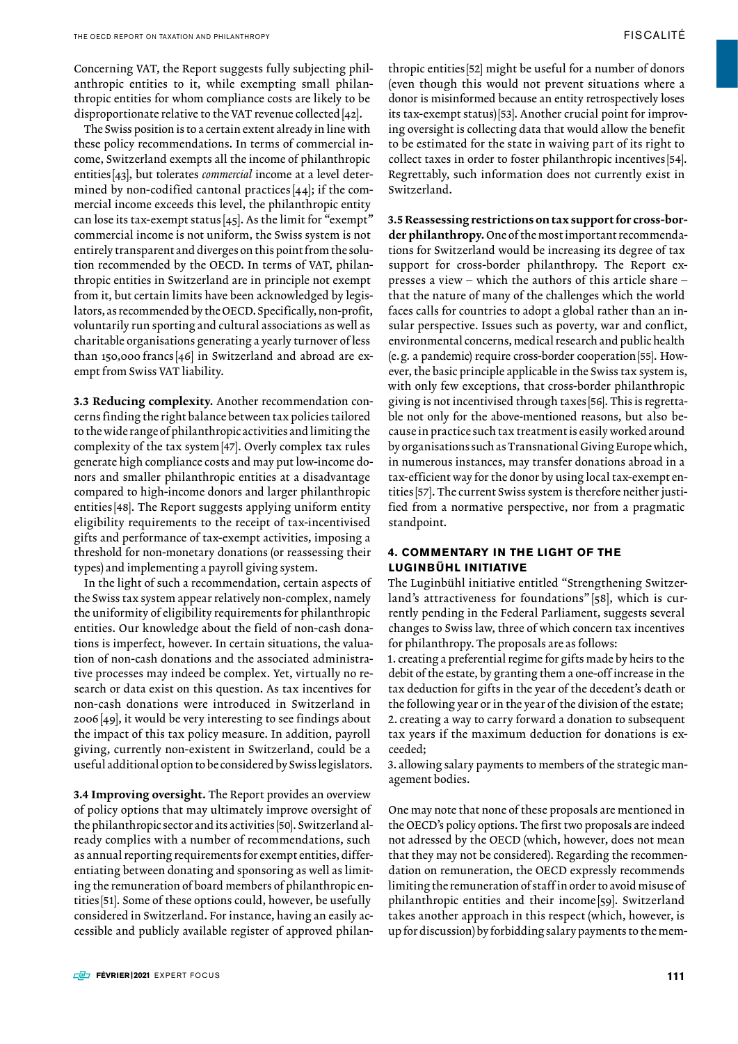Concerning VAT, the Report suggests fully subjecting philanthropic entities to it, while exempting small philanthropic entities for whom compliance costs are likely to be disproportionate relative to the VAT revenue collected [42].

The Swiss position is to a certain extent already in line with these policy recommendations. In terms of commercial income, Switzerland exempts all the income of philanthropic entities [43], but tolerates *commercial* income at a level determined by non-codified cantonal practices [44]; if the commercial income exceeds this level, the philanthropic entity can lose its tax-exempt status [45]. As the limit for "exempt" commercial income is not uniform, the Swiss system is not entirely transparent and diverges on this point from the solution recommended by the OECD. In terms of VAT, philanthropic entities in Switzerland are in principle not exempt from it, but certain limits have been acknowledged by legislators, as recommended by the OECD. Specifically, non-profit, voluntarily run sporting and cultural associations as well as charitable organisations generating a yearly turnover of less than 150,000 francs [46] in Switzerland and abroad are exempt from Swiss VAT liability.

**3.3 Reducing complexity.** Another recommendation concerns finding the right balance between tax policies tailored to the wide range of philanthropic activities and limiting the complexity of the tax system [47]. Overly complex tax rules generate high compliance costs and may put low-income donors and smaller philanthropic entities at a disadvantage compared to high-income donors and larger philanthropic entities [48]. The Report suggests applying uniform entity eligibility requirements to the receipt of tax-incentivised gifts and performance of tax-exempt activities, imposing a threshold for non-monetary donations (or reassessing their types) and implementing a payroll giving system.

In the light of such a recommendation, certain aspects of the Swiss tax system appear relatively non-complex, namely the uniformity of eligibility requirements for philanthropic entities. Our knowledge about the field of non-cash donations is imperfect, however. In certain situations, the valuation of non-cash donations and the associated administrative processes may indeed be complex. Yet, virtually no research or data exist on this question. As tax incentives for non-cash donations were introduced in Switzerland in 2006 [49], it would be very interesting to see findings about the impact of this tax policy measure. In addition, payroll giving, currently non-existent in Switzerland, could be a useful additional option to be considered by Swiss legislators.

**3.4 Improving oversight.** The Report provides an overview of policy options that may ultimately improve oversight of the philanthropic sector and its activities [50]. Switzerland already complies with a number of recommendations, such as annual reporting requirements for exempt entities, differentiating between donating and sponsoring as well as limiting the remuneration of board members of philanthropic entities [51]. Some of these options could, however, be usefully considered in Switzerland. For instance, having an easily accessible and publicly available register of approved philanthropic entities [52] might be useful for a number of donors (even though this would not prevent situations where a donor is misinformed because an entity retrospectively loses its tax-exempt status) [53]. Another crucial point for improving oversight is collecting data that would allow the benefit to be estimated for the state in waiving part of its right to collect taxes in order to foster philanthropic incentives [54]. Regrettably, such information does not currently exist in Switzerland.

**3.5 Reassessing restrictions on tax support for cross-border philanthropy.** One of the most important recommendations for Switzerland would be increasing its degree of tax support for cross-border philanthropy. The Report expresses a view – which the authors of this article share – that the nature of many of the challenges which the world faces calls for countries to adopt a global rather than an insular perspective. Issues such as poverty, war and conflict, environmental concerns, medical research and public health (e.g. a pandemic) require cross-border cooperation [55]. However, the basic principle applicable in the Swiss tax system is, with only few exceptions, that cross-border philanthropic giving is not incentivised through taxes [56]. This is regrettable not only for the above-mentioned reasons, but also because in practice such tax treatment is easily worked around by organisations such as Transnational Giving Europe which, in numerous instances, may transfer donations abroad in a tax-efficient way for the donor by using local tax-exempt entities [57]. The current Swiss system is therefore neither justified from a normative perspective, nor from a pragmatic standpoint.

## 4. COMMENTARY IN THE LIGHT OF THE LUGINBÜHL INITIATIVE

The Luginbühl initiative entitled "Strengthening Switzerland's attractiveness for foundations" [58], which is currently pending in the Federal Parliament, suggests several changes to Swiss law, three of which concern tax incentives for philanthropy. The proposals are as follows:

1. creating a preferential regime for gifts made by heirs to the debit of the estate, by granting them a one-off increase in the tax deduction for gifts in the year of the decedent's death or the following year or in the year of the division of the estate;
2. creating a way to carry forward a donation to subsequent tax years if the maximum deduction for donations is exceeded;
3. allowing salary payments to members of the strategic management bodies.

One may note that none of these proposals are mentioned in the OECD's policy options. The first two proposals are indeed not adressed by the OECD (which, however, does not mean that they may not be considered). Regarding the recommendation on remuneration, the OECD expressly recommends limiting the remuneration of staff in order to avoid misuse of philanthropic entities and their income [59]. Switzerland takes another approach in this respect (which, however, is up for discussion) by forbidding salary payments to the mem-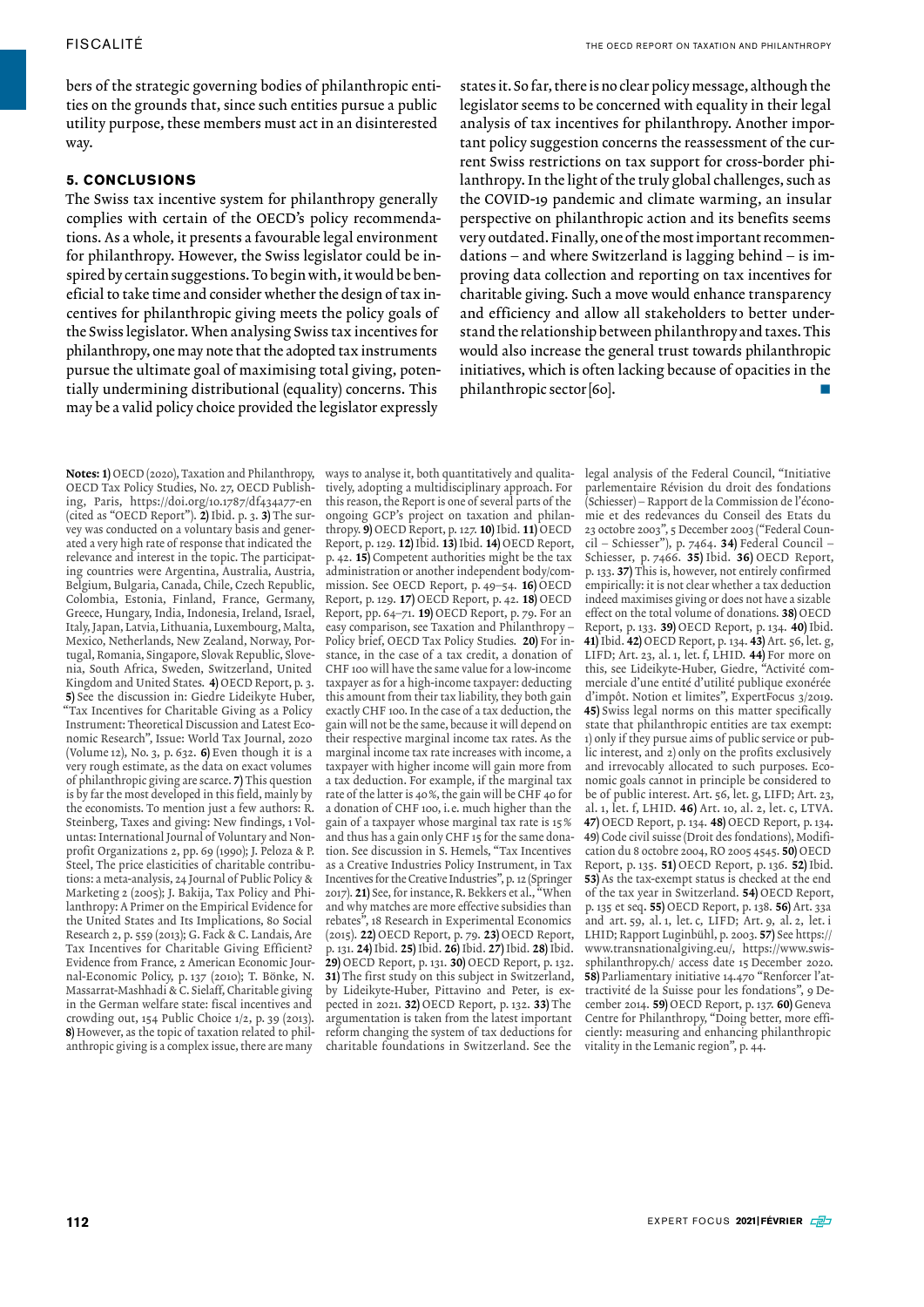bers of the strategic governing bodies of philanthropic entities on the grounds that, since such entities pursue a public utility purpose, these members must act in an disinterested way.

## 5. CONCLUSIONS

The Swiss tax incentive system for philanthropy generally complies with certain of the OECD's policy recommendations. As a whole, it presents a favourable legal environment for philanthropy. However, the Swiss legislator could be inspired by certain suggestions. To begin with, it would be beneficial to take time and consider whether the design of tax incentives for philanthropic giving meets the policy goals of the Swiss legislator. When analysing Swiss tax incentives for philanthropy, one may note that the adopted tax instruments pursue the ultimate goal of maximising total giving, potentially undermining distributional (equality) concerns. This may be a valid policy choice provided the legislator expressly states it. So far, there is no clear policy message, although the legislator seems to be concerned with equality in their legal analysis of tax incentives for philanthropy. Another important policy suggestion concerns the reassessment of the current Swiss restrictions on tax support for cross-border philanthropy. In the light of the truly global challenges, such as the COVID-19 pandemic and climate warming, an insular perspective on philanthropic action and its benefits seems very outdated. Finally, one of the most important recommendations – and where Switzerland is lagging behind – is improving data collection and reporting on tax incentives for charitable giving. Such a move would enhance transparency and efficiency and allow all stakeholders to better understand the relationship between philanthropy and taxes. This would also increase the general trust towards philanthropic initiatives, which is often lacking because of opacities in the philanthropic sector [60]. ■

**Notes: 1)** OECD (2020), Taxation and Philanthropy, OECD Tax Policy Studies, No. 27, OECD Publishing, Paris, https://doi.org/10.1787/df434a77-en (cited as "OECD Report"). **2)** Ibid. p. 3. **3)** The survey was conducted on a voluntary basis and generated a very high rate of response that indicated the relevance and interest in the topic. The participating countries were Argentina, Australia, Austria, Belgium, Bulgaria, Chile, Czech Republic, Colombia, Estonia, Finland, France, Germany, Greece, Hungary, India, Indonesia, Ireland, Israel, Italy, Japan, Latvia, Lithuania, Luxembourg, Malta, Mexico, Netherlands, New Zealand, Norway, Portugal, Romania, Singapore, Slovak Republic, Slovenia, South Africa, Sweden, Switzerland, United Kingdom and United States. **4)** OECD Report, p. 3. **5)** See the discussion in: Giedre Lideikyte Huber, "Tax Incentives for Charitable Giving as a Policy Instrument: Theoretical Discussion and Latest Economic Research", Issue: World Tax Journal, 2020 (Volume 12), No. 3, p. 632. **6)** Even though it is a very rough estimate, as the data on exact volumes of philanthropic giving are scarce. **7)** This question is by far the most developed in this field, mainly by the economists. To mention just a few authors: R. Steinberg, Taxes and giving: New findings, 1 Voluntas: International Journal of Voluntary and Nonprofit Organizations 2, pp. 69 (1990); J. Peloza & P. Steel, The price elasticities of charitable contributions: a meta-analysis, 24 Journal of Public Policy & Marketing 2 (2005); J. Bakija, Tax Policy and Philanthropy: A Primer on the Empirical Evidence for the United States and Its Implications, 80 Social Research 2, p. 559 (2013); G. Fack & C. Landais, Are Tax Incentives for Charitable Giving Efficient? Evidence from France, 2 American Economic Journal-Economic Policy, p. 137 (2010); T. Bönke, N. Massarrat-Mashhadi & C. Sielaff, Charitable giving in the German welfare state: fiscal incentives and crowding out, 154 Public Choice 1/2, p. 39 (2013). **8)** However, as the topic of taxation related to philanthropic giving is a complex issue, there are many ways to analyse it, both quantitatively and qualitatively, adopting a multidisciplinary approach. For this reason, the Report is one of several parts of the ongoing GCP's project on taxation and philanthropy. **9)** OECD Report, p. 127. **10)** Ibid. **11)** OECD Report, p. 129. **12)** Ibid. **13)** Ibid. **14)** OECD Report, p. 42. **15)** Competent authorities might be the tax administration or another independent body/commission. See OECD Report, p. 49–54. **16)** OECD Report, p. 129. **17)** OECD Report, p. 42. **18)** OECD Report, pp. 64–71. **19)** OECD Report, p. 79. For an easy comparison, see Taxation and Philanthropy – Policy brief, OECD Tax Policy Studies. **20)** For instance, in the case of a tax credit, a donation of CHF 100 will have the same value for a low-income taxpayer as for a high-income taxpayer: deducting this amount from their tax liability, they both gain exactly CHF 100. In the case of a tax deduction, the gain will not be the same, because it will depend on their respective marginal income tax rates. As the marginal income tax rate increases with income, a taxpayer with higher income will gain more from a tax deduction. For example, if the marginal tax rate of the latter is 40%, the gain will be CHF 40 for a donation of CHF 100, i.e. much higher than the gain of a taxpayer whose marginal tax rate is 15% and thus has a gain only CHF 15 for the same donation. See discussion in S. Hemels, "Tax Incentives as a Creative Industries Policy Instrument, in Tax Incentives for the Creative Industries", p. 12 (Springer 2017). **21)** See, for instance, R. Bekkers et al., "When and why matches are more effective subsidies than rebates", 18 Research in Experimental Economics (2015). **22)** OECD Report, p. 79. **23)** OECD Report, p. 131. **24)** Ibid. **25)** Ibid. **26)** Ibid. **27)** Ibid. **28)** Ibid. **29)** OECD Report, p. 131. **30)** OECD Report, p. 132. **31)** The first study on this subject in Switzerland, by Lideikyte-Huber, Pittavino and Peter, is expected in 2021. **32)** OECD Report, p. 132. **33)** The argumentation is taken from the latest important reform changing the system of tax deductions for charitable foundations in Switzerland. See the legal analysis of the Federal Council, "Initiative parlementaire Révision du droit des fondations (Schiesser) – Rapport de la Commission de l'économie et des redevances du Conseil des Etats du 23 octobre 2003", 5 December 2003 ("Federal Council – Schiesser"), p. 7464. **34)** Federal Council – Schiesser, p. 7466. **35)** Ibid. **36)** OECD Report, p. 133. **37)** This is, however, not entirely confirmed empirically: it is not clear whether a tax deduction indeed maximises giving or does not have a sizable effect on the total volume of donations. **38)** OECD Report, p. 133. **39)** OECD Report, p. 134. **40)** Ibid. **41)** Ibid. **42)** OECD Report, p. 134. **43)** Art. 56, let. g, LIFD; Art. 23, al. 1, let. f, LHID. **44)** For more on this, see Lideikyte-Huber, Giedre, "Activité commerciale d'une entité d'utilité publique exonérée d'impôt. Notion et limites", ExpertFocus 3/2019. **45)** Swiss legal norms on this matter specifically state that philanthropic entities are tax exempt: 1) only if they pursue aims of public service or public interest, and 2) only on the profits exclusively and irrevocably allocated to such purposes. Economic goals cannot in principle be considered to be of public interest. Art. 56, let. g, LIFD; Art. 23, al. 1, let. f, LHID. **46)** Art. 10, al. 2, let. c, LTVA. **47)** OECD Report, p. 134. **48)** OECD Report, p. 134. **49)** Code civil suisse (Droit des fondations), Modification du 8 octobre 2004, RO 2005 4545. **50)** OECD Report, p. 135. **51)** OECD Report, p. 136. **52)** Ibid. **53)** As the tax-exempt status is checked at the end of the tax year in Switzerland. **54)** OECD Report, p. 135 et seq. **55)** OECD Report, p. 138. **56)** Art. 33a and art. 59, al. 1, let. c, LIFD; Art. 9, al. 2, let. i LHID; Rapport Luginbühl, p. 2003. **57)** See https://www.transnationalgiving.eu/, https://www.swissphilanthropy.ch/ access date 15 December 2020. **58)** Parliamentary initiative 14.470 "Renforcer l'attractivité de la Suisse pour les fondations", 9 December 2014. **59)** OECD Report, p. 137. **60)** Geneva Centre for Philanthropy, "Doing better, more efficiently: measuring and enhancing philanthropic vitality in the Lemanic region", p. 44.